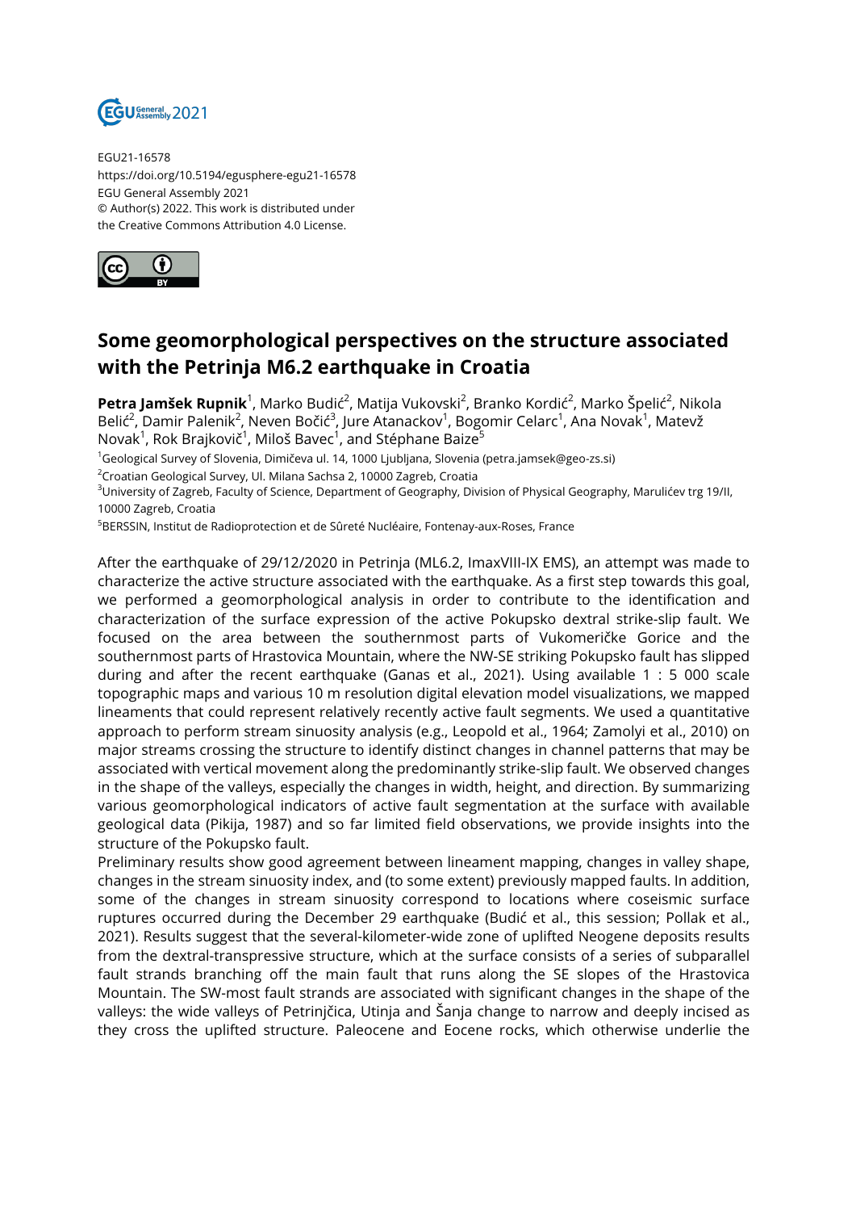EGU21-16578
https://doi.org/10.5194/egusphere-egu21-16578
EGU General Assembly 2021
© Author(s) 2022. This work is distributed under
the Creative Commons Attribution 4.0 License.

# Some geomorphological perspectives on the structure associated with the Petrinja M6.2 earthquake in Croatia

**Petra Jamšek Rupnik**[1], Marko Budić[2], Matija Vukovski[2], Branko Kordić[2], Marko Špelić[2], Nikola Belić[2], Damir Palenik[2], Neven Bočić[3], Jure Atanackov[1], Bogomir Celarc[1], Ana Novak[1], Matevž Novak[1], Rok Brajkovič[1], Miloš Bavec[1], and Stéphane Baize[5]

[1]Geological Survey of Slovenia, Dimičeva ul. 14, 1000 Ljubljana, Slovenia (petra.jamsek@geo-zs.si)
[2]Croatian Geological Survey, Ul. Milana Sachsa 2, 10000 Zagreb, Croatia
[3]University of Zagreb, Faculty of Science, Department of Geography, Division of Physical Geography, Marulićev trg 19/II, 10000 Zagreb, Croatia
[5]BERSSIN, Institut de Radioprotection et de Sûreté Nucléaire, Fontenay-aux-Roses, France

After the earthquake of 29/12/2020 in Petrinja (ML6.2, ImaxVIII-IX EMS), an attempt was made to characterize the active structure associated with the earthquake. As a first step towards this goal, we performed a geomorphological analysis in order to contribute to the identification and characterization of the surface expression of the active Pokupsko dextral strike-slip fault. We focused on the area between the southernmost parts of Vukomeričke Gorice and the southernmost parts of Hrastovica Mountain, where the NW-SE striking Pokupsko fault has slipped during and after the recent earthquake (Ganas et al., 2021). Using available 1 : 5 000 scale topographic maps and various 10 m resolution digital elevation model visualizations, we mapped lineaments that could represent relatively recently active fault segments. We used a quantitative approach to perform stream sinuosity analysis (e.g., Leopold et al., 1964; Zamolyi et al., 2010) on major streams crossing the structure to identify distinct changes in channel patterns that may be associated with vertical movement along the predominantly strike-slip fault. We observed changes in the shape of the valleys, especially the changes in width, height, and direction. By summarizing various geomorphological indicators of active fault segmentation at the surface with available geological data (Pikija, 1987) and so far limited field observations, we provide insights into the structure of the Pokupsko fault.

Preliminary results show good agreement between lineament mapping, changes in valley shape, changes in the stream sinuosity index, and (to some extent) previously mapped faults. In addition, some of the changes in stream sinuosity correspond to locations where coseismic surface ruptures occurred during the December 29 earthquake (Budić et al., this session; Pollak et al., 2021). Results suggest that the several-kilometer-wide zone of uplifted Neogene deposits results from the dextral-transpressive structure, which at the surface consists of a series of subparallel fault strands branching off the main fault that runs along the SE slopes of the Hrastovica Mountain. The SW-most fault strands are associated with significant changes in the shape of the valleys: the wide valleys of Petrinjčica, Utinja and Šanja change to narrow and deeply incised as they cross the uplifted structure. Paleocene and Eocene rocks, which otherwise underlie the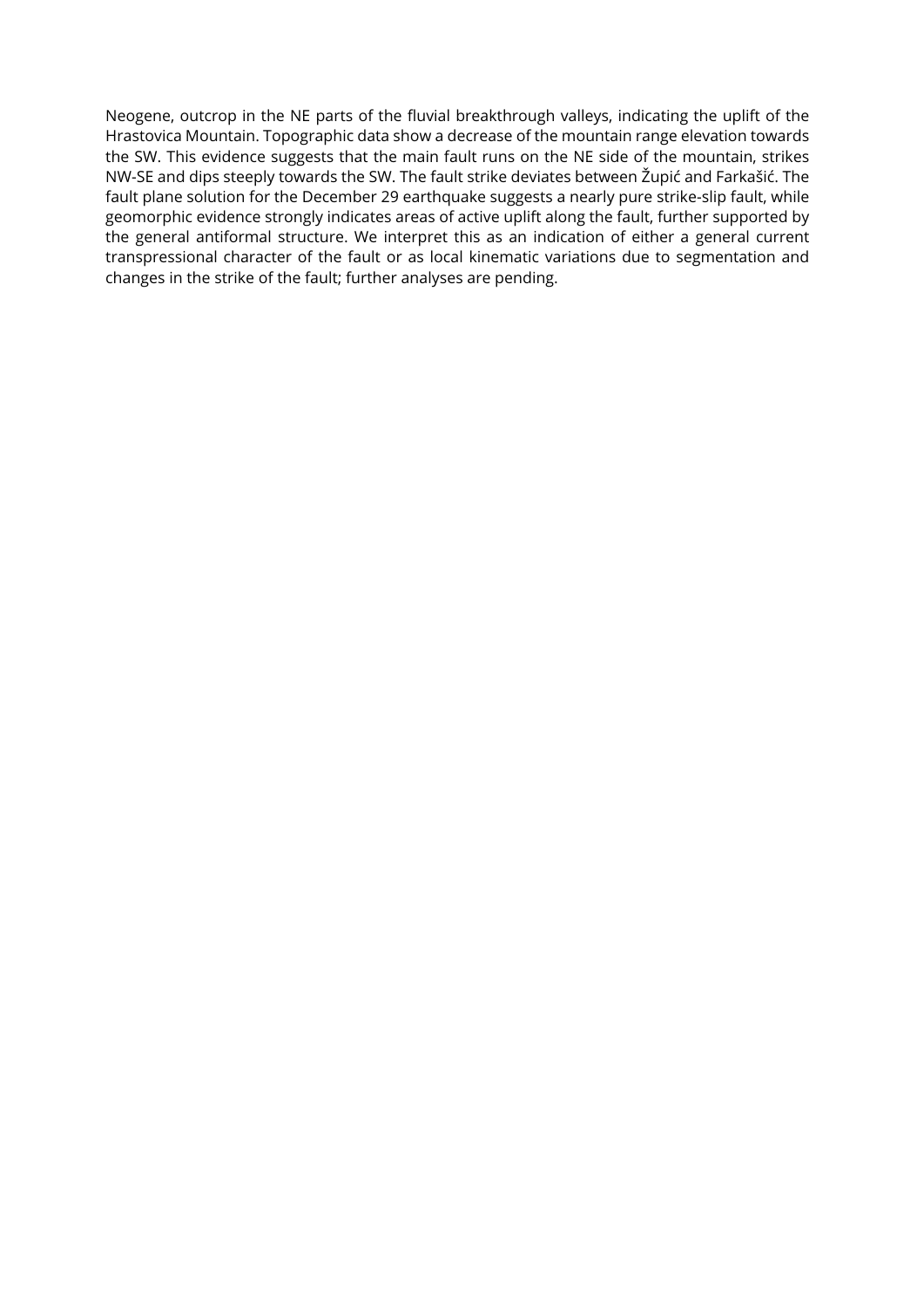Neogene, outcrop in the NE parts of the fluvial breakthrough valleys, indicating the uplift of the Hrastovica Mountain. Topographic data show a decrease of the mountain range elevation towards the SW. This evidence suggests that the main fault runs on the NE side of the mountain, strikes NW-SE and dips steeply towards the SW. The fault strike deviates between Župić and Farkašić. The fault plane solution for the December 29 earthquake suggests a nearly pure strike-slip fault, while geomorphic evidence strongly indicates areas of active uplift along the fault, further supported by the general antiformal structure. We interpret this as an indication of either a general current transpressional character of the fault or as local kinematic variations due to segmentation and changes in the strike of the fault; further analyses are pending.